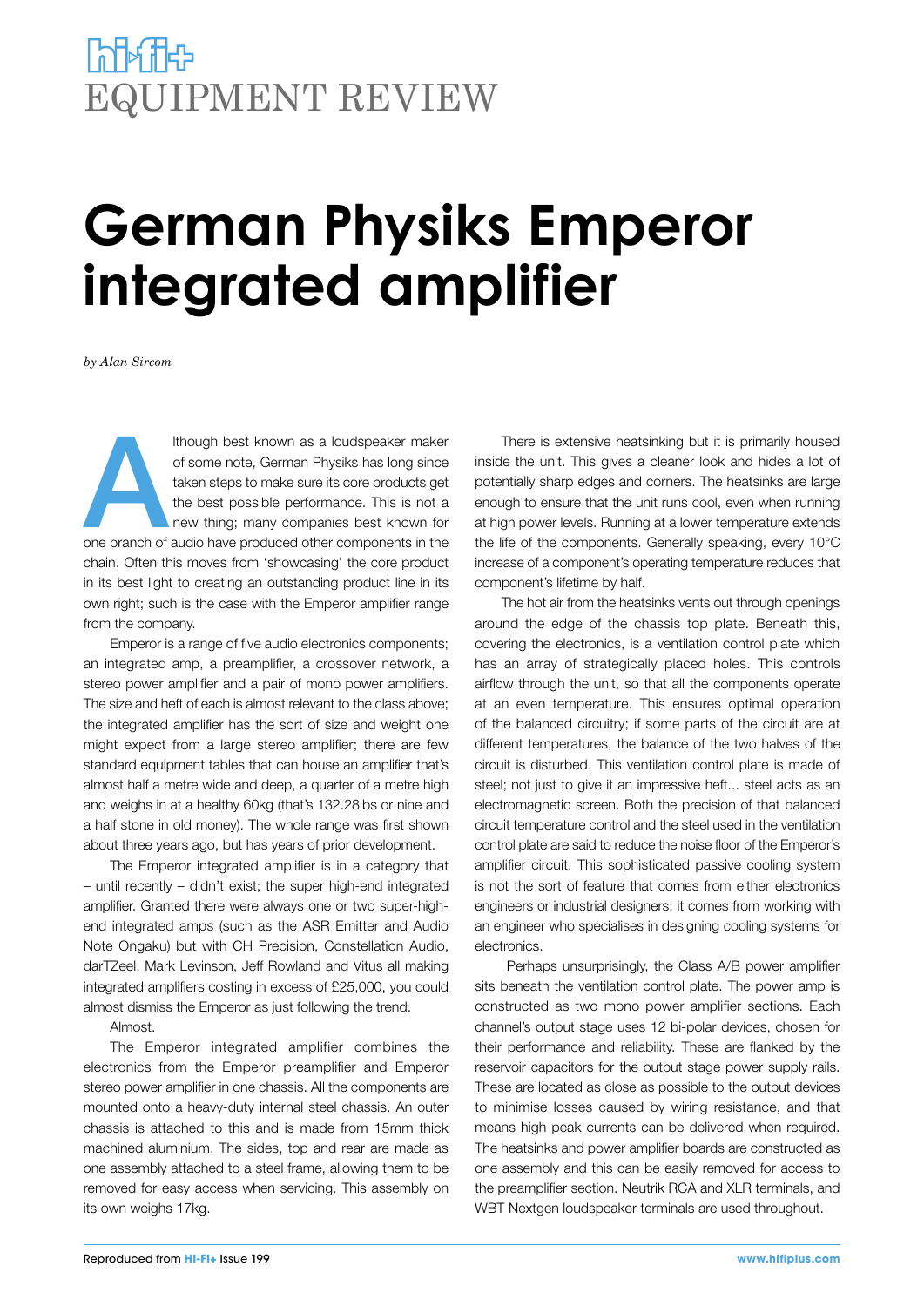# hi-fi+ EQUIPMENT REVIEW

# German Physiks Emperor integrated amplifier

*by Alan Sircom*

Although best known as a loudspeaker maker of some note, German Physiks has long since taken steps to make sure its core products get the best possible performance. This is not a new thing; many companies best known for one branch of audio have produced other components in the chain. Often this moves from 'showcasing' the core product in its best light to creating an outstanding product line in its own right; such is the case with the Emperor amplifier range from the company.

Emperor is a range of five audio electronics components; an integrated amp, a preamplifier, a crossover network, a stereo power amplifier and a pair of mono power amplifiers. The size and heft of each is almost relevant to the class above; the integrated amplifier has the sort of size and weight one might expect from a large stereo amplifier; there are few standard equipment tables that can house an amplifier that's almost half a metre wide and deep, a quarter of a metre high and weighs in at a healthy 60kg (that's 132.28lbs or nine and a half stone in old money). The whole range was first shown about three years ago, but has years of prior development.

The Emperor integrated amplifier is in a category that – until recently – didn't exist; the super high-end integrated amplifier. Granted there were always one or two super-high-end integrated amps (such as the ASR Emitter and Audio Note Ongaku) but with CH Precision, Constellation Audio, darTZeel, Mark Levinson, Jeff Rowland and Vitus all making integrated amplifiers costing in excess of £25,000, you could almost dismiss the Emperor as just following the trend.

Almost.

The Emperor integrated amplifier combines the electronics from the Emperor preamplifier and Emperor stereo power amplifier in one chassis. All the components are mounted onto a heavy-duty internal steel chassis. An outer chassis is attached to this and is made from 15mm thick machined aluminium. The sides, top and rear are made as one assembly attached to a steel frame, allowing them to be removed for easy access when servicing. This assembly on its own weighs 17kg.

There is extensive heatsinking but it is primarily housed inside the unit. This gives a cleaner look and hides a lot of potentially sharp edges and corners. The heatsinks are large enough to ensure that the unit runs cool, even when running at high power levels. Running at a lower temperature extends the life of the components. Generally speaking, every 10°C increase of a component's operating temperature reduces that component's lifetime by half.

The hot air from the heatsinks vents out through openings around the edge of the chassis top plate. Beneath this, covering the electronics, is a ventilation control plate which has an array of strategically placed holes. This controls airflow through the unit, so that all the components operate at an even temperature. This ensures optimal operation of the balanced circuitry; if some parts of the circuit are at different temperatures, the balance of the two halves of the circuit is disturbed. This ventilation control plate is made of steel; not just to give it an impressive heft... steel acts as an electromagnetic screen. Both the precision of that balanced circuit temperature control and the steel used in the ventilation control plate are said to reduce the noise floor of the Emperor's amplifier circuit. This sophisticated passive cooling system is not the sort of feature that comes from either electronics engineers or industrial designers; it comes from working with an engineer who specialises in designing cooling systems for electronics.

Perhaps unsurprisingly, the Class A/B power amplifier sits beneath the ventilation control plate. The power amp is constructed as two mono power amplifier sections. Each channel's output stage uses 12 bi-polar devices, chosen for their performance and reliability. These are flanked by the reservoir capacitors for the output stage power supply rails. These are located as close as possible to the output devices to minimise losses caused by wiring resistance, and that means high peak currents can be delivered when required. The heatsinks and power amplifier boards are constructed as one assembly and this can be easily removed for access to the preamplifier section. Neutrik RCA and XLR terminals, and WBT Nextgen loudspeaker terminals are used throughout.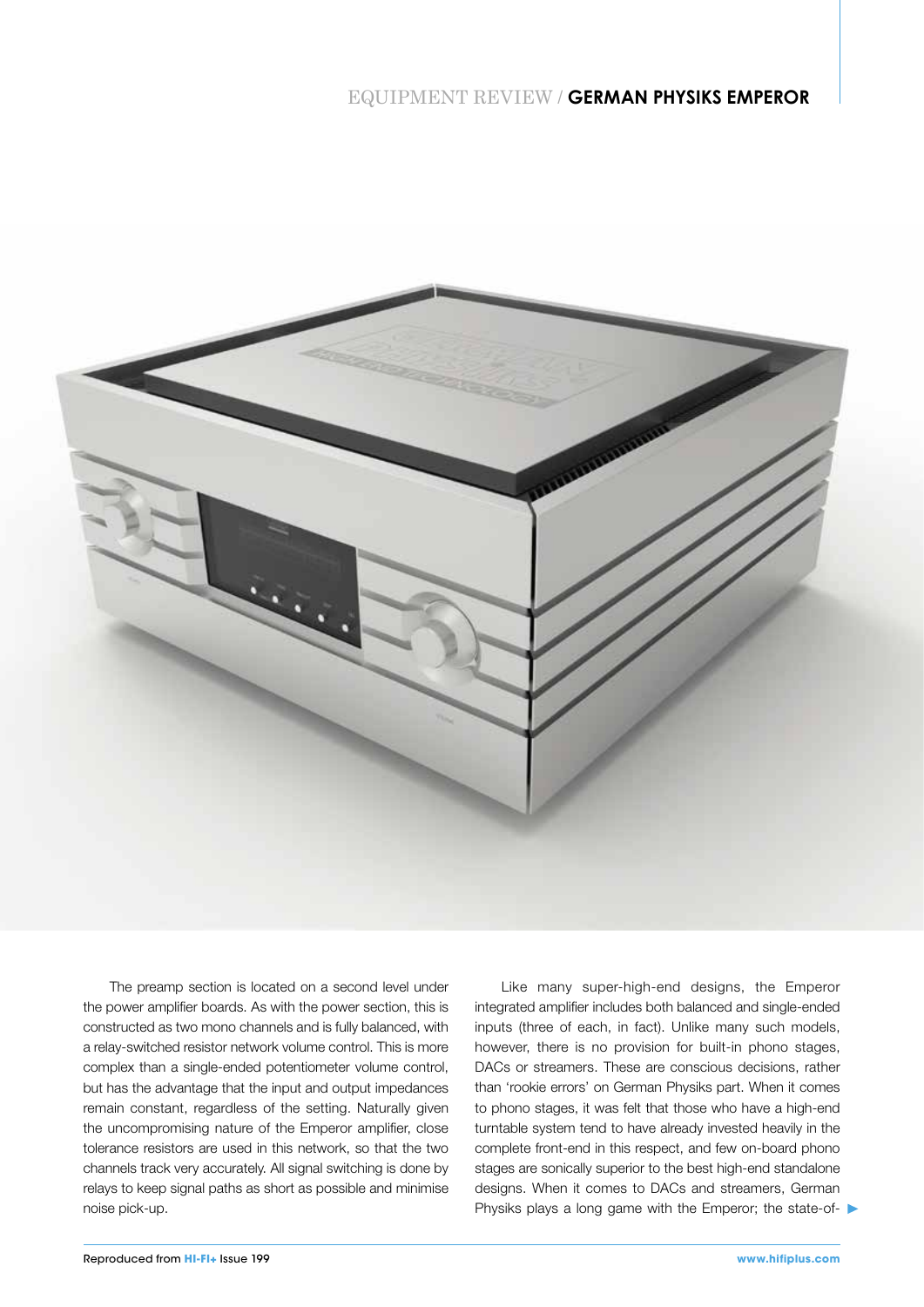The preamp section is located on a second level under the power amplifier boards. As with the power section, this is constructed as two mono channels and is fully balanced, with a relay-switched resistor network volume control. This is more complex than a single-ended potentiometer volume control, but has the advantage that the input and output impedances remain constant, regardless of the setting. Naturally given the uncompromising nature of the Emperor amplifier, close tolerance resistors are used in this network, so that the two channels track very accurately. All signal switching is done by relays to keep signal paths as short as possible and minimise noise pick-up.

Like many super-high-end designs, the Emperor integrated amplifier includes both balanced and single-ended inputs (three of each, in fact). Unlike many such models, however, there is no provision for built-in phono stages, DACs or streamers. These are conscious decisions, rather than 'rookie errors' on German Physiks part. When it comes to phono stages, it was felt that those who have a high-end turntable system tend to have already invested heavily in the complete front-end in this respect, and few on-board phono stages are sonically superior to the best high-end standalone designs. When it comes to DACs and streamers, German Physiks plays a long game with the Emperor; the state-of-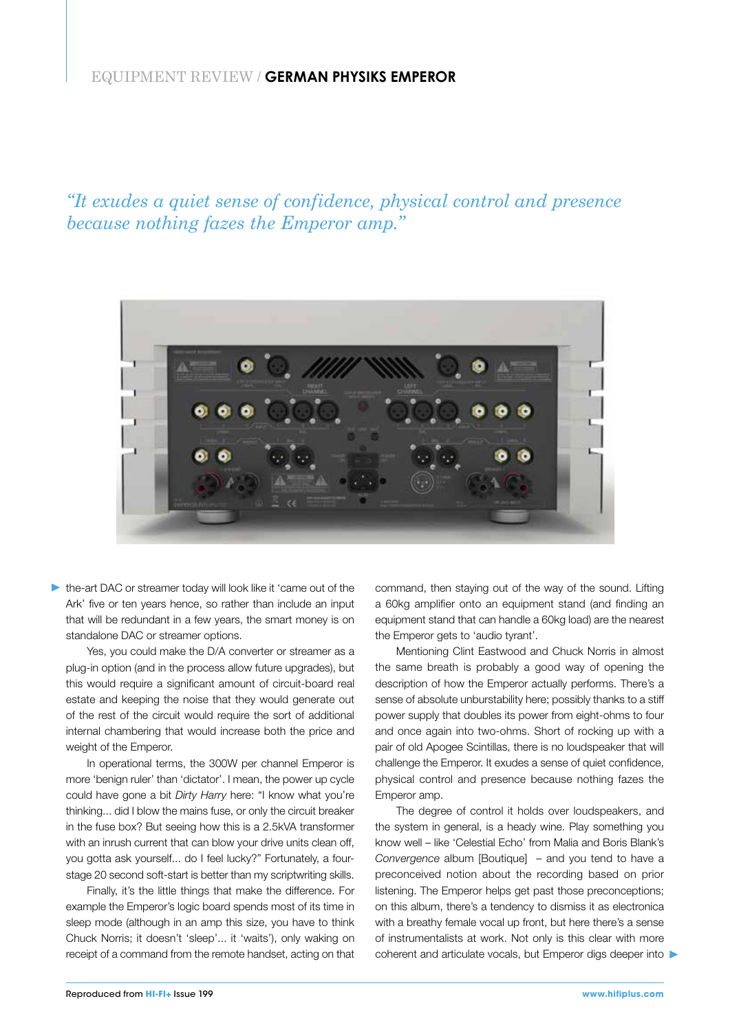*"It exudes a quiet sense of confidence, physical control and presence because nothing fazes the Emperor amp."*

the-art DAC or streamer today will look like it 'came out of the Ark' five or ten years hence, so rather than include an input that will be redundant in a few years, the smart money is on standalone DAC or streamer options.

Yes, you could make the D/A converter or streamer as a plug-in option (and in the process allow future upgrades), but this would require a significant amount of circuit-board real estate and keeping the noise that they would generate out of the rest of the circuit would require the sort of additional internal chambering that would increase both the price and weight of the Emperor.

In operational terms, the 300W per channel Emperor is more 'benign ruler' than 'dictator'. I mean, the power up cycle could have gone a bit *Dirty Harry* here: "I know what you're thinking... did I blow the mains fuse, or only the circuit breaker in the fuse box? But seeing how this is a 2.5kVA transformer with an inrush current that can blow your drive units clean off, you gotta ask yourself... do I feel lucky?" Fortunately, a four-stage 20 second soft-start is better than my scriptwriting skills.

Finally, it's the little things that make the difference. For example the Emperor's logic board spends most of its time in sleep mode (although in an amp this size, you have to think Chuck Norris; it doesn't 'sleep'... it 'waits'), only waking on receipt of a command from the remote handset, acting on that command, then staying out of the way of the sound. Lifting a 60kg amplifier onto an equipment stand (and finding an equipment stand that can handle a 60kg load) are the nearest the Emperor gets to 'audio tyrant'.

Mentioning Clint Eastwood and Chuck Norris in almost the same breath is probably a good way of opening the description of how the Emperor actually performs. There's a sense of absolute unburstability here; possibly thanks to a stiff power supply that doubles its power from eight-ohms to four and once again into two-ohms. Short of rocking up with a pair of old Apogee Scintillas, there is no loudspeaker that will challenge the Emperor. It exudes a sense of quiet confidence, physical control and presence because nothing fazes the Emperor amp.

The degree of control it holds over loudspeakers, and the system in general, is a heady wine. Play something you know well – like 'Celestial Echo' from Malia and Boris Blank's *Convergence* album [Boutique] – and you tend to have a preconceived notion about the recording based on prior listening. The Emperor helps get past those preconceptions; on this album, there's a tendency to dismiss it as electronica with a breathy female vocal up front, but here there's a sense of instrumentalists at work. Not only is this clear with more coherent and articulate vocals, but Emperor digs deeper into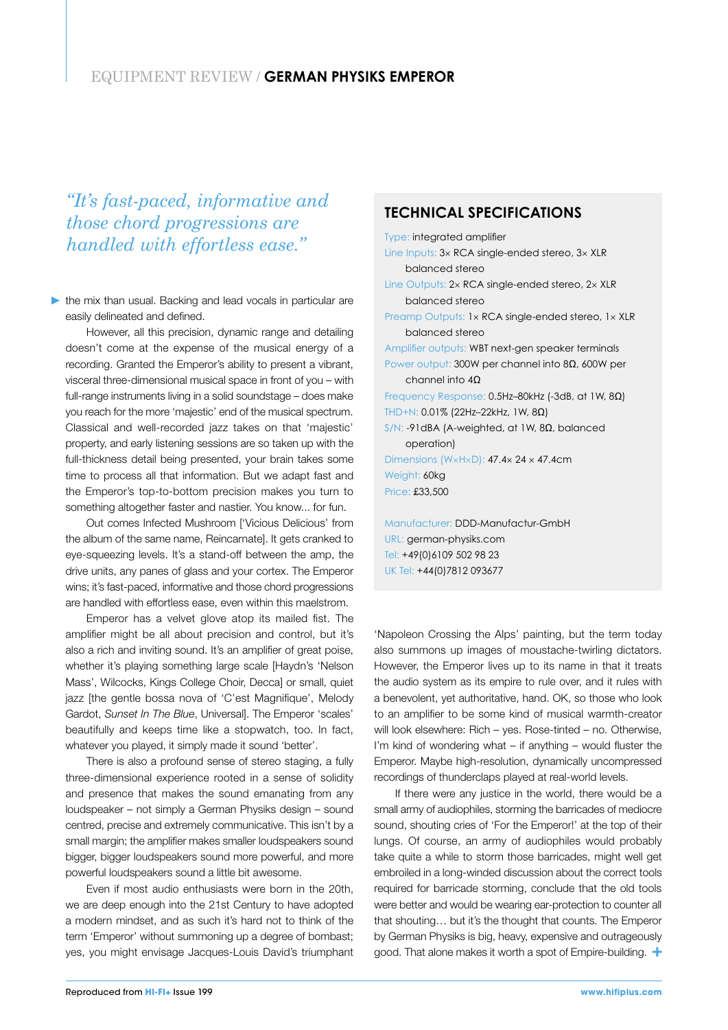> *"It's fast-paced, informative and those chord progressions are handled with effortless ease."*

the mix than usual. Backing and lead vocals in particular are easily delineated and defined.

However, all this precision, dynamic range and detailing doesn't come at the expense of the musical energy of a recording. Granted the Emperor's ability to present a vibrant, visceral three-dimensional musical space in front of you – with full-range instruments living in a solid soundstage – does make you reach for the more 'majestic' end of the musical spectrum. Classical and well-recorded jazz takes on that 'majestic' property, and early listening sessions are so taken up with the full-thickness detail being presented, your brain takes some time to process all that information. But we adapt fast and the Emperor's top-to-bottom precision makes you turn to something altogether faster and nastier. You know... for fun.

Out comes Infected Mushroom ['Vicious Delicious' from the album of the same name, Reincarnate]. It gets cranked to eye-squeezing levels. It's a stand-off between the amp, the drive units, any panes of glass and your cortex. The Emperor wins; it's fast-paced, informative and those chord progressions are handled with effortless ease, even within this maelstrom.

Emperor has a velvet glove atop its mailed fist. The amplifier might be all about precision and control, but it's also a rich and inviting sound. It's an amplifier of great poise, whether it's playing something large scale [Haydn's 'Nelson Mass', Wilcocks, Kings College Choir, Decca] or small, quiet jazz [the gentle bossa nova of 'C'est Magnifique', Melody Gardot, *Sunset In The Blue*, Universal]. The Emperor 'scales' beautifully and keeps time like a stopwatch, too. In fact, whatever you played, it simply made it sound 'better'.

There is also a profound sense of stereo staging, a fully three-dimensional experience rooted in a sense of solidity and presence that makes the sound emanating from any loudspeaker – not simply a German Physiks design – sound centred, precise and extremely communicative. This isn't by a small margin; the amplifier makes smaller loudspeakers sound bigger, bigger loudspeakers sound more powerful, and more powerful loudspeakers sound a little bit awesome.

Even if most audio enthusiasts were born in the 20th, we are deep enough into the 21st Century to have adopted a modern mindset, and as such it's hard not to think of the term 'Emperor' without summoning up a degree of bombast; yes, you might envisage Jacques-Louis David's triumphant 'Napoleon Crossing the Alps' painting, but the term today also summons up images of moustache-twirling dictators. However, the Emperor lives up to its name in that it treats the audio system as its empire to rule over, and it rules with a benevolent, yet authoritative, hand. OK, so those who look to an amplifier to be some kind of musical warmth-creator will look elsewhere: Rich – yes. Rose-tinted – no. Otherwise, I'm kind of wondering what – if anything – would fluster the Emperor. Maybe high-resolution, dynamically uncompressed recordings of thunderclaps played at real-world levels.

If there were any justice in the world, there would be a small army of audiophiles, storming the barricades of mediocre sound, shouting cries of 'For the Emperor!' at the top of their lungs. Of course, an army of audiophiles would probably take quite a while to storm those barricades, might well get embroiled in a long-winded discussion about the correct tools required for barricade storming, conclude that the old tools were better and would be wearing ear-protection to counter all that shouting… but it's the thought that counts. The Emperor by German Physiks is big, heavy, expensive and outrageously good. That alone makes it worth a spot of Empire-building. +

## TECHNICAL SPECIFICATIONS

Type: integrated amplifier

Line Inputs: 3× RCA single-ended stereo, 3× XLR balanced stereo

Line Outputs: 2× RCA single-ended stereo, 2× XLR balanced stereo

Preamp Outputs: 1× RCA single-ended stereo, 1× XLR balanced stereo

Amplifier outputs: WBT next-gen speaker terminals

Power output: 300W per channel into 8Ω, 600W per channel into 4Ω

Frequency Response: 0.5Hz–80kHz (-3dB, at 1W, 8Ω)

THD+N: 0.01% (22Hz–22kHz, 1W, 8Ω)

S/N: -91dBA (A-weighted, at 1W, 8Ω, balanced operation)

Dimensions (W×H×D): 47.4× 24 × 47.4cm

Weight: 60kg

Price: £33,500

Manufacturer: DDD-Manufactur-GmbH

URL: german-physiks.com

Tel: +49(0)6109 502 98 23

UK Tel: +44(0)7812 093677